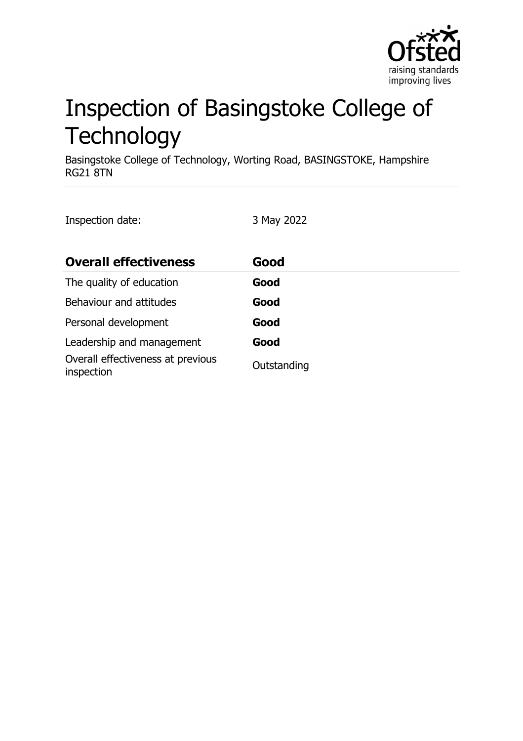# Inspection of Basingstoke College of Technology

Basingstoke College of Technology, Worting Road, BASINGSTOKE, Hampshire RG21 8TN

Inspection date: 3 May 2022

| **Overall effectiveness** | **Good** |
| --- | --- |
| The quality of education | **Good** |
| Behaviour and attitudes | **Good** |
| Personal development | **Good** |
| Leadership and management | **Good** |
| Overall effectiveness at previous inspection | Outstanding |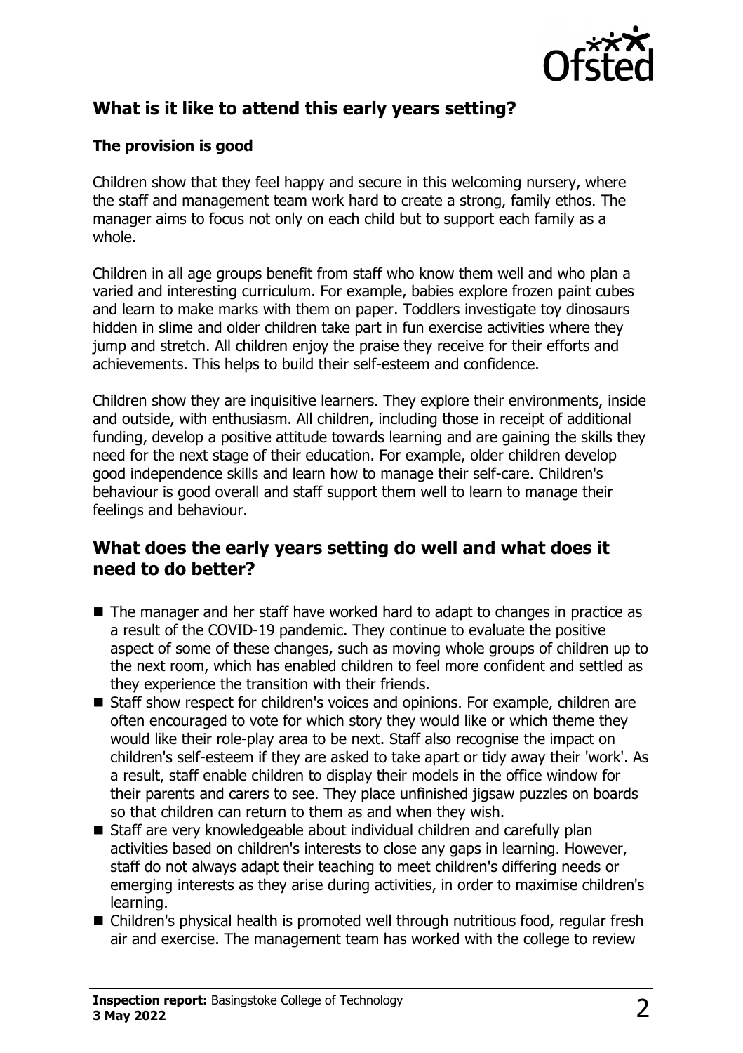## What is it like to attend this early years setting?

### The provision is good

Children show that they feel happy and secure in this welcoming nursery, where the staff and management team work hard to create a strong, family ethos. The manager aims to focus not only on each child but to support each family as a whole.

Children in all age groups benefit from staff who know them well and who plan a varied and interesting curriculum. For example, babies explore frozen paint cubes and learn to make marks with them on paper. Toddlers investigate toy dinosaurs hidden in slime and older children take part in fun exercise activities where they jump and stretch. All children enjoy the praise they receive for their efforts and achievements. This helps to build their self-esteem and confidence.

Children show they are inquisitive learners. They explore their environments, inside and outside, with enthusiasm. All children, including those in receipt of additional funding, develop a positive attitude towards learning and are gaining the skills they need for the next stage of their education. For example, older children develop good independence skills and learn how to manage their self-care. Children's behaviour is good overall and staff support them well to learn to manage their feelings and behaviour.

## What does the early years setting do well and what does it need to do better?

- The manager and her staff have worked hard to adapt to changes in practice as a result of the COVID-19 pandemic. They continue to evaluate the positive aspect of some of these changes, such as moving whole groups of children up to the next room, which has enabled children to feel more confident and settled as they experience the transition with their friends.
- Staff show respect for children's voices and opinions. For example, children are often encouraged to vote for which story they would like or which theme they would like their role-play area to be next. Staff also recognise the impact on children's self-esteem if they are asked to take apart or tidy away their 'work'. As a result, staff enable children to display their models in the office window for their parents and carers to see. They place unfinished jigsaw puzzles on boards so that children can return to them as and when they wish.
- Staff are very knowledgeable about individual children and carefully plan activities based on children's interests to close any gaps in learning. However, staff do not always adapt their teaching to meet children's differing needs or emerging interests as they arise during activities, in order to maximise children's learning.
- Children's physical health is promoted well through nutritious food, regular fresh air and exercise. The management team has worked with the college to review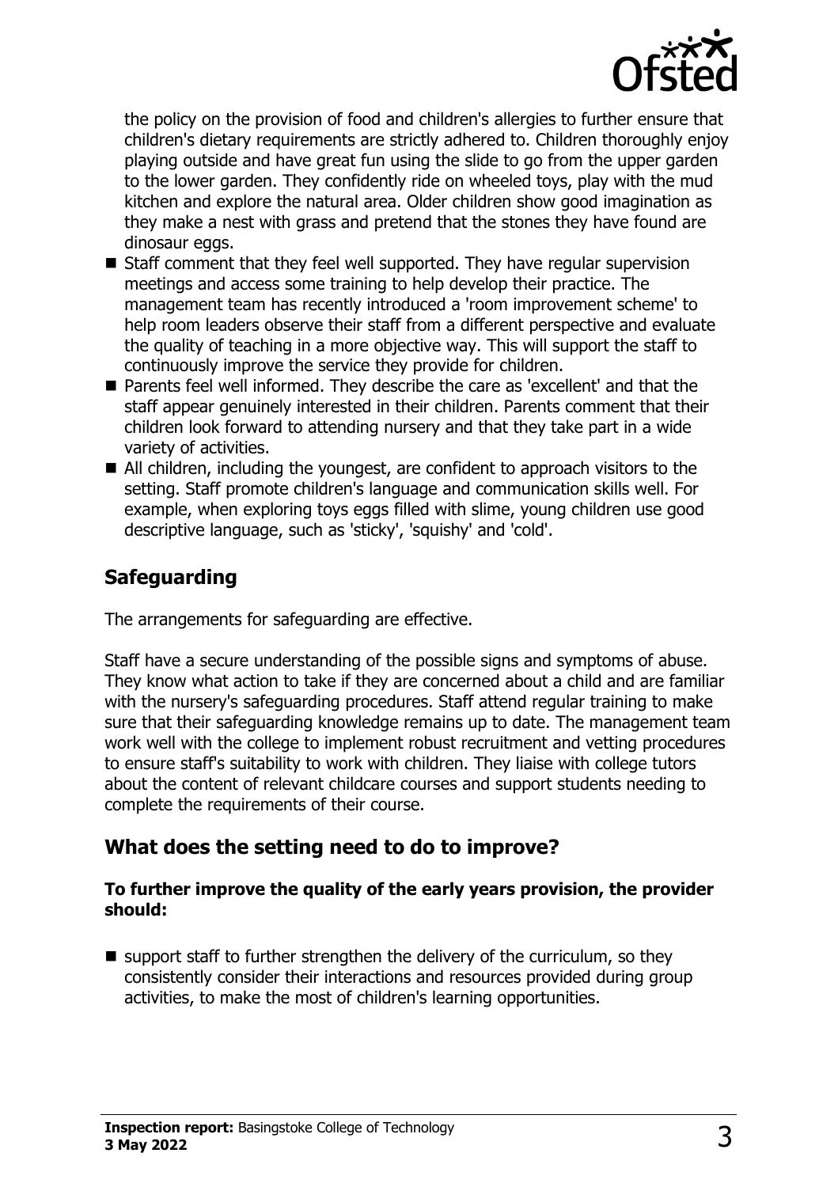the policy on the provision of food and children's allergies to further ensure that children's dietary requirements are strictly adhered to. Children thoroughly enjoy playing outside and have great fun using the slide to go from the upper garden to the lower garden. They confidently ride on wheeled toys, play with the mud kitchen and explore the natural area. Older children show good imagination as they make a nest with grass and pretend that the stones they have found are dinosaur eggs.

- Staff comment that they feel well supported. They have regular supervision meetings and access some training to help develop their practice. The management team has recently introduced a 'room improvement scheme' to help room leaders observe their staff from a different perspective and evaluate the quality of teaching in a more objective way. This will support the staff to continuously improve the service they provide for children.
- Parents feel well informed. They describe the care as 'excellent' and that the staff appear genuinely interested in their children. Parents comment that their children look forward to attending nursery and that they take part in a wide variety of activities.
- All children, including the youngest, are confident to approach visitors to the setting. Staff promote children's language and communication skills well. For example, when exploring toys eggs filled with slime, young children use good descriptive language, such as 'sticky', 'squishy' and 'cold'.

## Safeguarding

The arrangements for safeguarding are effective.

Staff have a secure understanding of the possible signs and symptoms of abuse. They know what action to take if they are concerned about a child and are familiar with the nursery's safeguarding procedures. Staff attend regular training to make sure that their safeguarding knowledge remains up to date. The management team work well with the college to implement robust recruitment and vetting procedures to ensure staff's suitability to work with children. They liaise with college tutors about the content of relevant childcare courses and support students needing to complete the requirements of their course.

## What does the setting need to do to improve?

**To further improve the quality of the early years provision, the provider should:**

- support staff to further strengthen the delivery of the curriculum, so they consistently consider their interactions and resources provided during group activities, to make the most of children's learning opportunities.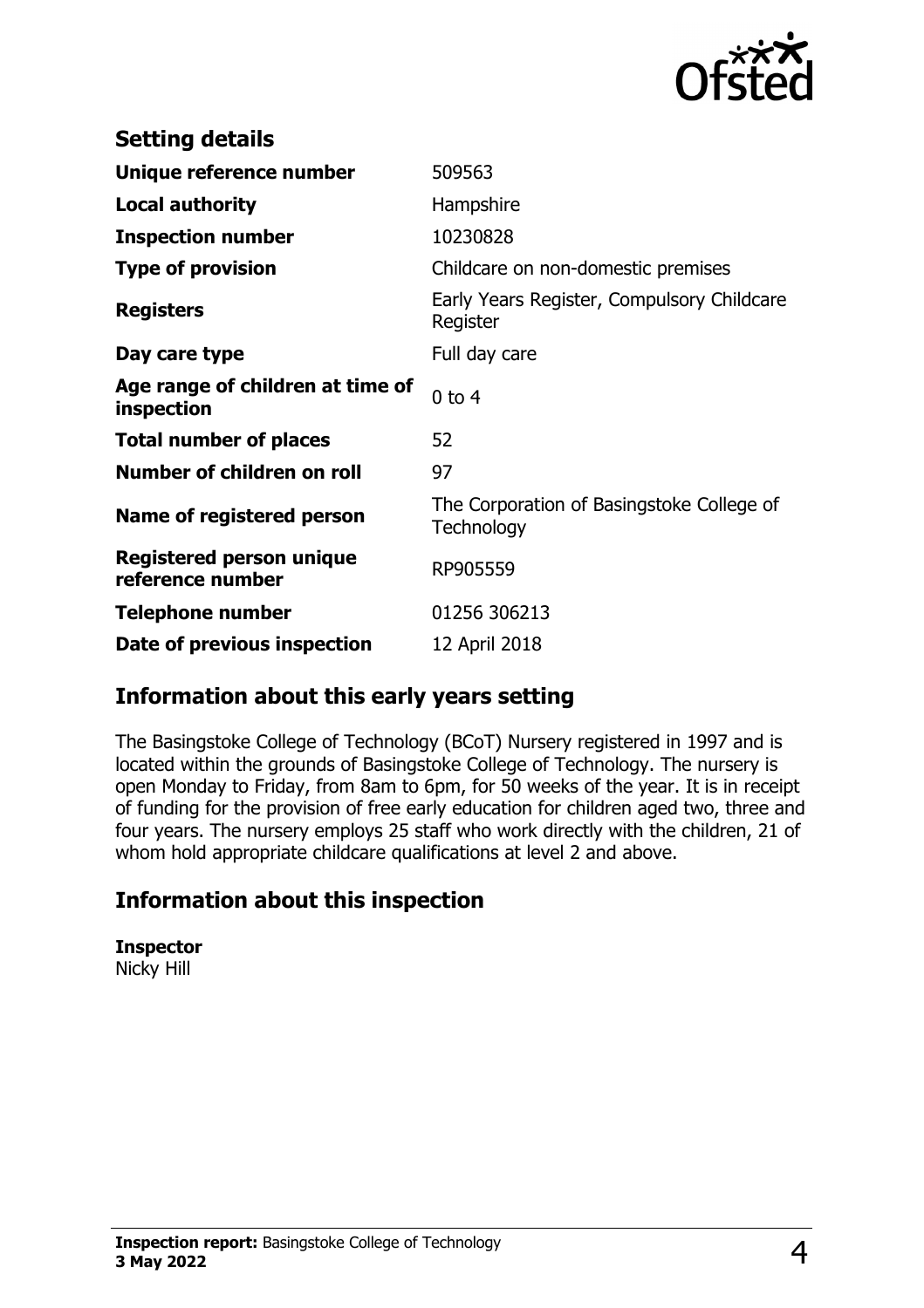## Setting details

| | |
|---|---|
| **Unique reference number** | 509563 |
| **Local authority** | Hampshire |
| **Inspection number** | 10230828 |
| **Type of provision** | Childcare on non-domestic premises |
| **Registers** | Early Years Register, Compulsory Childcare Register |
| **Day care type** | Full day care |
| **Age range of children at time of inspection** | 0 to 4 |
| **Total number of places** | 52 |
| **Number of children on roll** | 97 |
| **Name of registered person** | The Corporation of Basingstoke College of Technology |
| **Registered person unique reference number** | RP905559 |
| **Telephone number** | 01256 306213 |
| **Date of previous inspection** | 12 April 2018 |

## Information about this early years setting

The Basingstoke College of Technology (BCoT) Nursery registered in 1997 and is located within the grounds of Basingstoke College of Technology. The nursery is open Monday to Friday, from 8am to 6pm, for 50 weeks of the year. It is in receipt of funding for the provision of free early education for children aged two, three and four years. The nursery employs 25 staff who work directly with the children, 21 of whom hold appropriate childcare qualifications at level 2 and above.

## Information about this inspection

**Inspector**
Nicky Hill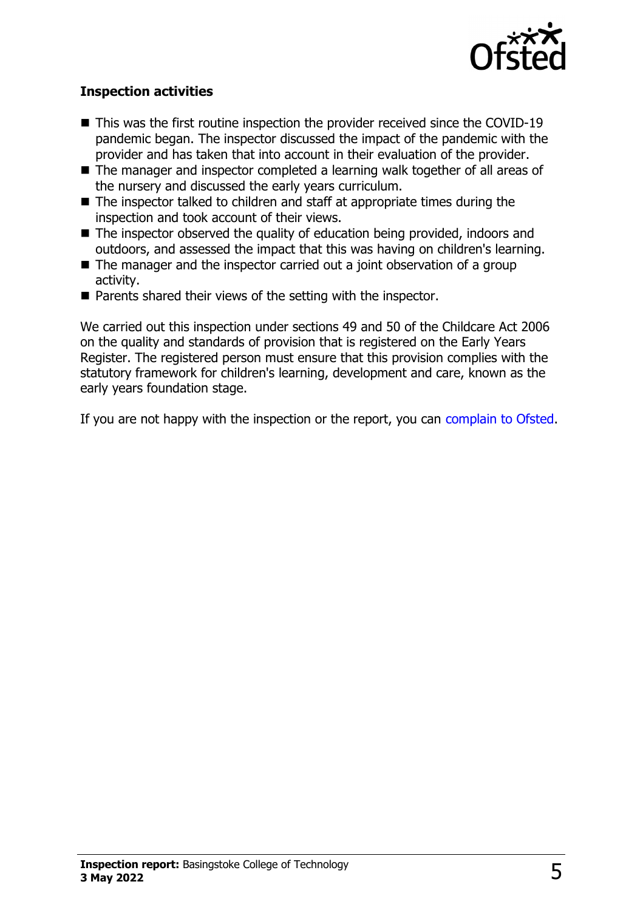### Inspection activities

- This was the first routine inspection the provider received since the COVID-19 pandemic began. The inspector discussed the impact of the pandemic with the provider and has taken that into account in their evaluation of the provider.
- The manager and inspector completed a learning walk together of all areas of the nursery and discussed the early years curriculum.
- The inspector talked to children and staff at appropriate times during the inspection and took account of their views.
- The inspector observed the quality of education being provided, indoors and outdoors, and assessed the impact that this was having on children's learning.
- The manager and the inspector carried out a joint observation of a group activity.
- Parents shared their views of the setting with the inspector.

We carried out this inspection under sections 49 and 50 of the Childcare Act 2006 on the quality and standards of provision that is registered on the Early Years Register. The registered person must ensure that this provision complies with the statutory framework for children's learning, development and care, known as the early years foundation stage.

If you are not happy with the inspection or the report, you can complain to Ofsted.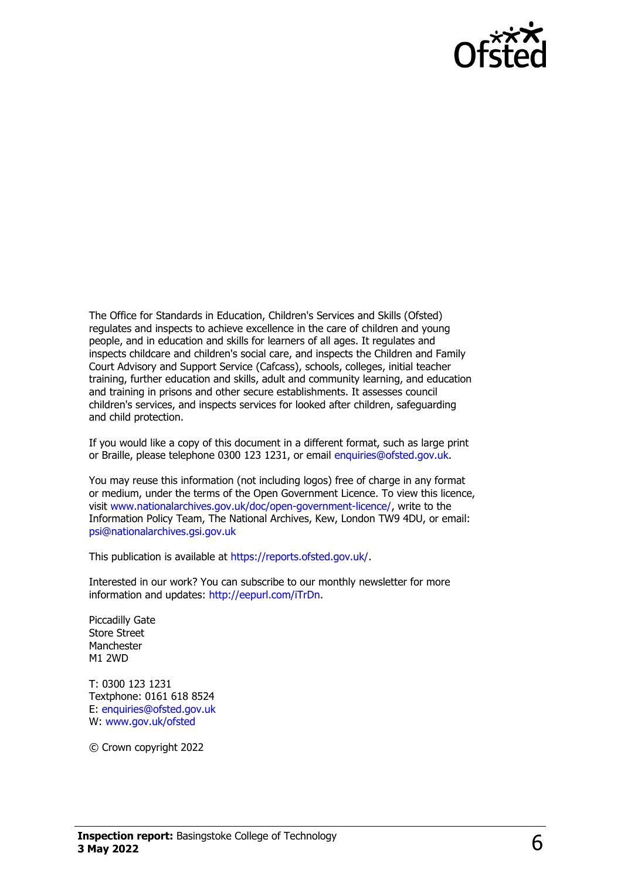The Office for Standards in Education, Children's Services and Skills (Ofsted) regulates and inspects to achieve excellence in the care of children and young people, and in education and skills for learners of all ages. It regulates and inspects childcare and children's social care, and inspects the Children and Family Court Advisory and Support Service (Cafcass), schools, colleges, initial teacher training, further education and skills, adult and community learning, and education and training in prisons and other secure establishments. It assesses council children's services, and inspects services for looked after children, safeguarding and child protection.

If you would like a copy of this document in a different format, such as large print or Braille, please telephone 0300 123 1231, or email enquiries@ofsted.gov.uk.

You may reuse this information (not including logos) free of charge in any format or medium, under the terms of the Open Government Licence. To view this licence, visit www.nationalarchives.gov.uk/doc/open-government-licence/, write to the Information Policy Team, The National Archives, Kew, London TW9 4DU, or email: psi@nationalarchives.gsi.gov.uk

This publication is available at https://reports.ofsted.gov.uk/.

Interested in our work? You can subscribe to our monthly newsletter for more information and updates: http://eepurl.com/iTrDn.

Piccadilly Gate
Store Street
Manchester
M1 2WD

T: 0300 123 1231
Textphone: 0161 618 8524
E: enquiries@ofsted.gov.uk
W: www.gov.uk/ofsted

© Crown copyright 2022